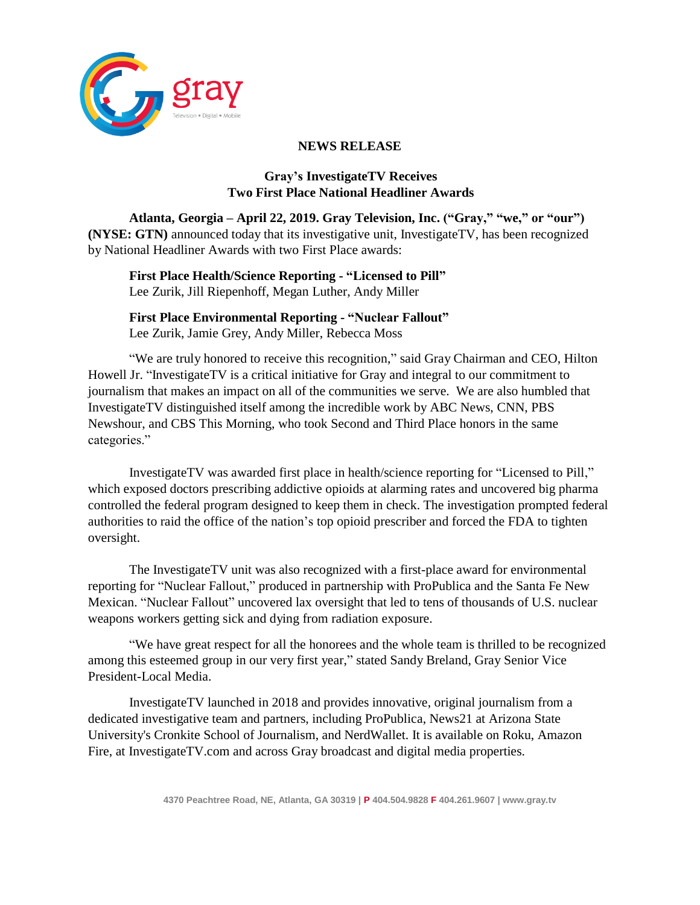gray

Television • Digital • Mobile

**NEWS RELEASE**

## Gray's InvestigateTV Receives Two First Place National Headliner Awards

**Atlanta, Georgia – April 22, 2019. Gray Television, Inc. ("Gray," "we," or "our") (NYSE: GTN)** announced today that its investigative unit, InvestigateTV, has been recognized by National Headliner Awards with two First Place awards:

**First Place Health/Science Reporting - "Licensed to Pill"**
Lee Zurik, Jill Riepenhoff, Megan Luther, Andy Miller

**First Place Environmental Reporting - "Nuclear Fallout"**
Lee Zurik, Jamie Grey, Andy Miller, Rebecca Moss

"We are truly honored to receive this recognition," said Gray Chairman and CEO, Hilton Howell Jr. "InvestigateTV is a critical initiative for Gray and integral to our commitment to journalism that makes an impact on all of the communities we serve. We are also humbled that InvestigateTV distinguished itself among the incredible work by ABC News, CNN, PBS Newshour, and CBS This Morning, who took Second and Third Place honors in the same categories."

InvestigateTV was awarded first place in health/science reporting for "Licensed to Pill," which exposed doctors prescribing addictive opioids at alarming rates and uncovered big pharma controlled the federal program designed to keep them in check. The investigation prompted federal authorities to raid the office of the nation's top opioid prescriber and forced the FDA to tighten oversight.

The InvestigateTV unit was also recognized with a first-place award for environmental reporting for "Nuclear Fallout," produced in partnership with ProPublica and the Santa Fe New Mexican. "Nuclear Fallout" uncovered lax oversight that led to tens of thousands of U.S. nuclear weapons workers getting sick and dying from radiation exposure.

"We have great respect for all the honorees and the whole team is thrilled to be recognized among this esteemed group in our very first year," stated Sandy Breland, Gray Senior Vice President-Local Media.

InvestigateTV launched in 2018 and provides innovative, original journalism from a dedicated investigative team and partners, including ProPublica, News21 at Arizona State University's Cronkite School of Journalism, and NerdWallet. It is available on Roku, Amazon Fire, at InvestigateTV.com and across Gray broadcast and digital media properties.

4370 Peachtree Road, NE, Atlanta, GA 30319 | P 404.504.9828 F 404.261.9607 | www.gray.tv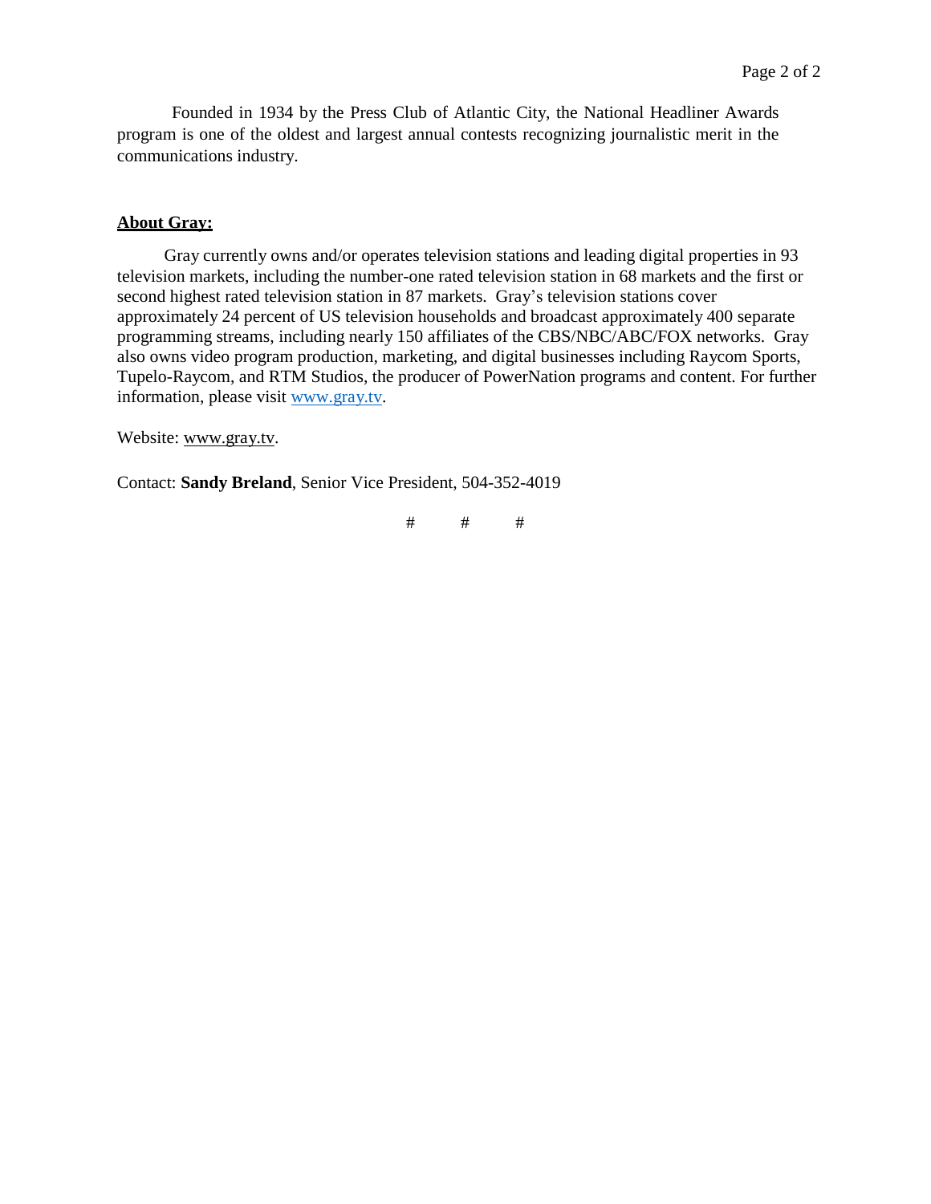Founded in 1934 by the Press Club of Atlantic City, the National Headliner Awards program is one of the oldest and largest annual contests recognizing journalistic merit in the communications industry.

**About Gray:**

Gray currently owns and/or operates television stations and leading digital properties in 93 television markets, including the number-one rated television station in 68 markets and the first or second highest rated television station in 87 markets. Gray's television stations cover approximately 24 percent of US television households and broadcast approximately 400 separate programming streams, including nearly 150 affiliates of the CBS/NBC/ABC/FOX networks. Gray also owns video program production, marketing, and digital businesses including Raycom Sports, Tupelo-Raycom, and RTM Studios, the producer of PowerNation programs and content. For further information, please visit www.gray.tv.

Website: www.gray.tv.

Contact: **Sandy Breland**, Senior Vice President, 504-352-4019

# # #